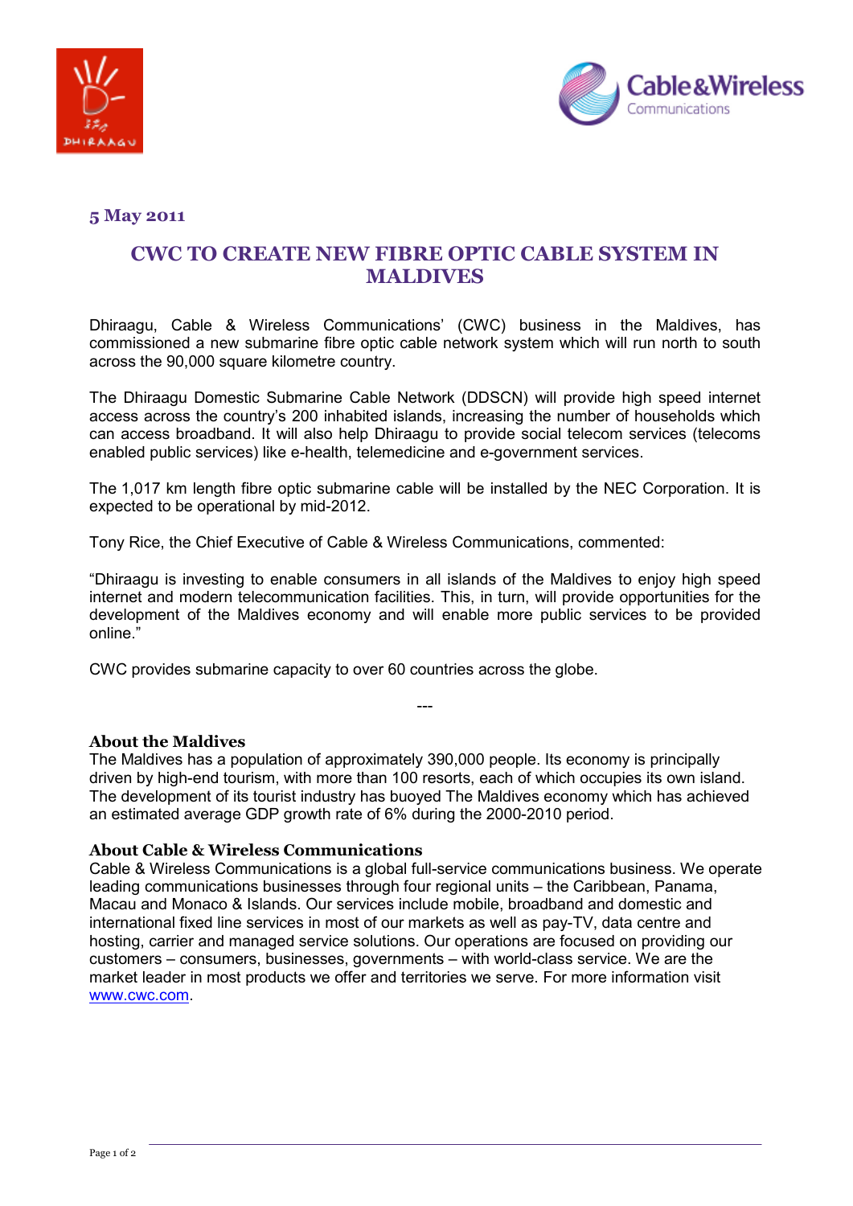5 May 2011

# CWC TO CREATE NEW FIBRE OPTIC CABLE SYSTEM IN MALDIVES

Dhiraagu, Cable & Wireless Communications' (CWC) business in the Maldives, has commissioned a new submarine fibre optic cable network system which will run north to south across the 90,000 square kilometre country.

The Dhiraagu Domestic Submarine Cable Network (DDSCN) will provide high speed internet access across the country's 200 inhabited islands, increasing the number of households which can access broadband. It will also help Dhiraagu to provide social telecom services (telecoms enabled public services) like e-health, telemedicine and e-government services.

The 1,017 km length fibre optic submarine cable will be installed by the NEC Corporation. It is expected to be operational by mid-2012.

Tony Rice, the Chief Executive of Cable & Wireless Communications, commented:

"Dhiraagu is investing to enable consumers in all islands of the Maldives to enjoy high speed internet and modern telecommunication facilities. This, in turn, will provide opportunities for the development of the Maldives economy and will enable more public services to be provided online."

CWC provides submarine capacity to over 60 countries across the globe.

---

### About the Maldives

The Maldives has a population of approximately 390,000 people. Its economy is principally driven by high-end tourism, with more than 100 resorts, each of which occupies its own island. The development of its tourist industry has buoyed The Maldives economy which has achieved an estimated average GDP growth rate of 6% during the 2000-2010 period.

### About Cable & Wireless Communications

Cable & Wireless Communications is a global full-service communications business. We operate leading communications businesses through four regional units – the Caribbean, Panama, Macau and Monaco & Islands. Our services include mobile, broadband and domestic and international fixed line services in most of our markets as well as pay-TV, data centre and hosting, carrier and managed service solutions. Our operations are focused on providing our customers – consumers, businesses, governments – with world-class service. We are the market leader in most products we offer and territories we serve. For more information visit www.cwc.com.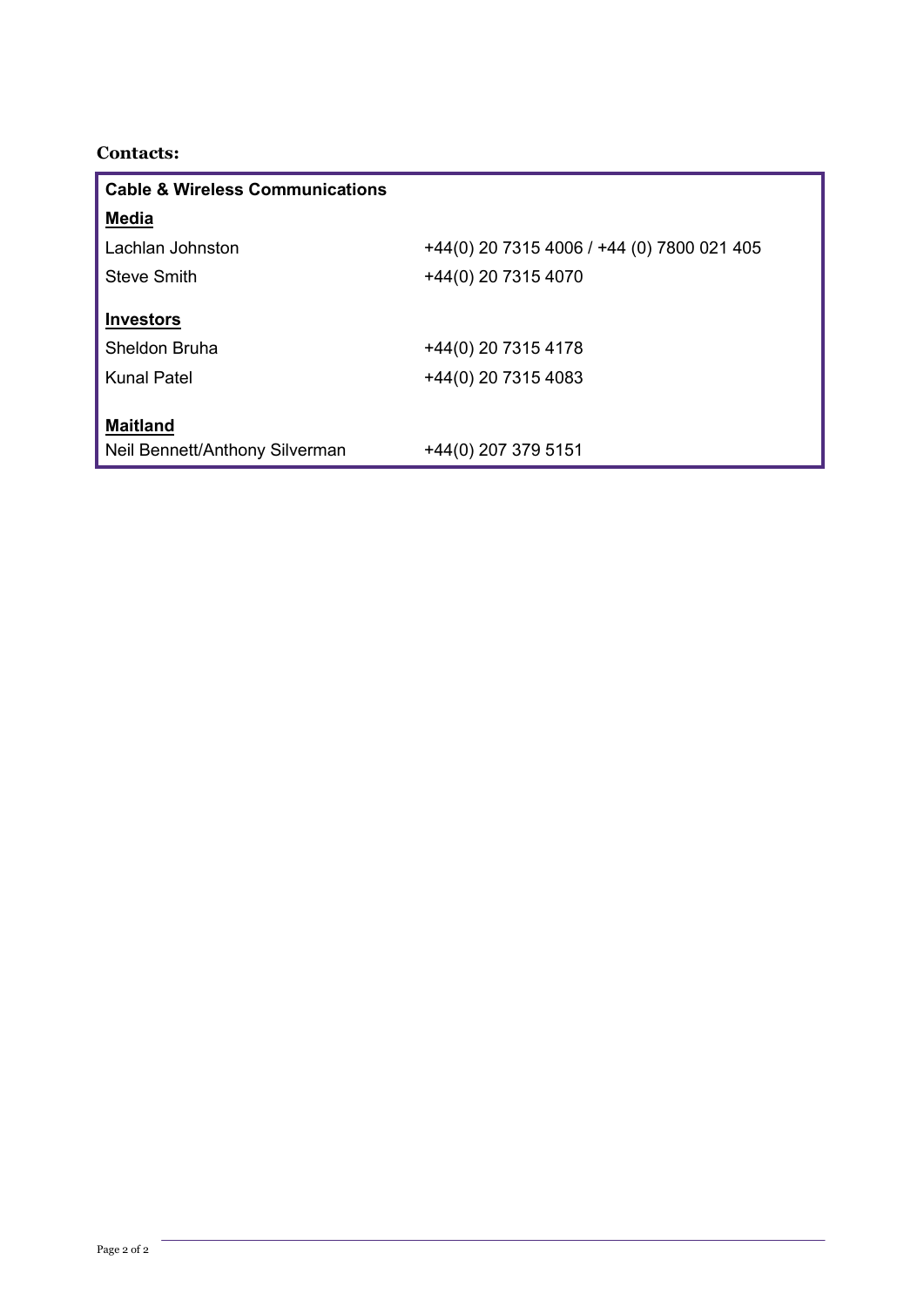**Contacts:**

| | |
|---|---|
| **Cable & Wireless Communications** | |
| **Media** | |
| Lachlan Johnston | +44(0) 20 7315 4006 / +44 (0) 7800 021 405 |
| Steve Smith | +44(0) 20 7315 4070 |
| **Investors** | |
| Sheldon Bruha | +44(0) 20 7315 4178 |
| Kunal Patel | +44(0) 20 7315 4083 |
| **Maitland** | |
| Neil Bennett/Anthony Silverman | +44(0) 207 379 5151 |